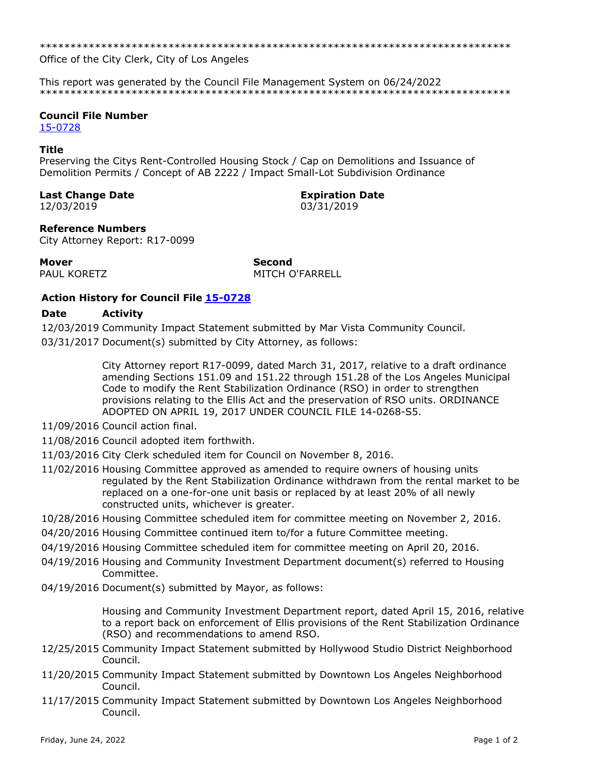******************************************************************************
Office of the City Clerk, City of Los Angeles

This report was generated by the Council File Management System on 06/24/2022
******************************************************************************

**Council File Number**
15-0728

**Title**
Preserving the Citys Rent-Controlled Housing Stock / Cap on Demolitions and Issuance of Demolition Permits / Concept of AB 2222 / Impact Small-Lot Subdivision Ordinance

**Last Change Date**
12/03/2019

**Expiration Date**
03/31/2019

**Reference Numbers**
City Attorney Report: R17-0099

**Mover**
PAUL KORETZ

**Second**
MITCH O'FARRELL

**Action History for Council File 15-0728**

| Date | Activity |
|---|---|
| 12/03/2019 | Community Impact Statement submitted by Mar Vista Community Council. |
| 03/31/2017 | Document(s) submitted by City Attorney, as follows: City Attorney report R17-0099, dated March 31, 2017, relative to a draft ordinance amending Sections 151.09 and 151.22 through 151.28 of the Los Angeles Municipal Code to modify the Rent Stabilization Ordinance (RSO) in order to strengthen provisions relating to the Ellis Act and the preservation of RSO units. ORDINANCE ADOPTED ON APRIL 19, 2017 UNDER COUNCIL FILE 14-0268-S5. |
| 11/09/2016 | Council action final. |
| 11/08/2016 | Council adopted item forthwith. |
| 11/03/2016 | City Clerk scheduled item for Council on November 8, 2016. |
| 11/02/2016 | Housing Committee approved as amended to require owners of housing units regulated by the Rent Stabilization Ordinance withdrawn from the rental market to be replaced on a one-for-one unit basis or replaced by at least 20% of all newly constructed units, whichever is greater. |
| 10/28/2016 | Housing Committee scheduled item for committee meeting on November 2, 2016. |
| 04/20/2016 | Housing Committee continued item to/for a future Committee meeting. |
| 04/19/2016 | Housing Committee scheduled item for committee meeting on April 20, 2016. |
| 04/19/2016 | Housing and Community Investment Department document(s) referred to Housing Committee. |
| 04/19/2016 | Document(s) submitted by Mayor, as follows: Housing and Community Investment Department report, dated April 15, 2016, relative to a report back on enforcement of Ellis provisions of the Rent Stabilization Ordinance (RSO) and recommendations to amend RSO. |
| 12/25/2015 | Community Impact Statement submitted by Hollywood Studio District Neighborhood Council. |
| 11/20/2015 | Community Impact Statement submitted by Downtown Los Angeles Neighborhood Council. |
| 11/17/2015 | Community Impact Statement submitted by Downtown Los Angeles Neighborhood Council. |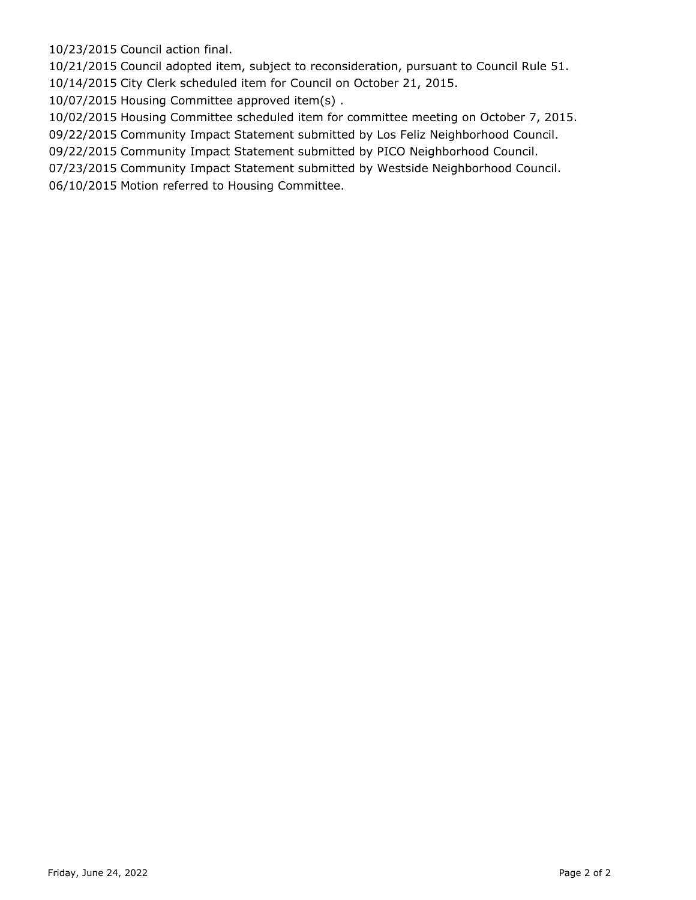10/23/2015 Council action final.

10/21/2015 Council adopted item, subject to reconsideration, pursuant to Council Rule 51.

10/14/2015 City Clerk scheduled item for Council on October 21, 2015.

10/07/2015 Housing Committee approved item(s) .

10/02/2015 Housing Committee scheduled item for committee meeting on October 7, 2015.

09/22/2015 Community Impact Statement submitted by Los Feliz Neighborhood Council.

09/22/2015 Community Impact Statement submitted by PICO Neighborhood Council.

07/23/2015 Community Impact Statement submitted by Westside Neighborhood Council.

06/10/2015 Motion referred to Housing Committee.